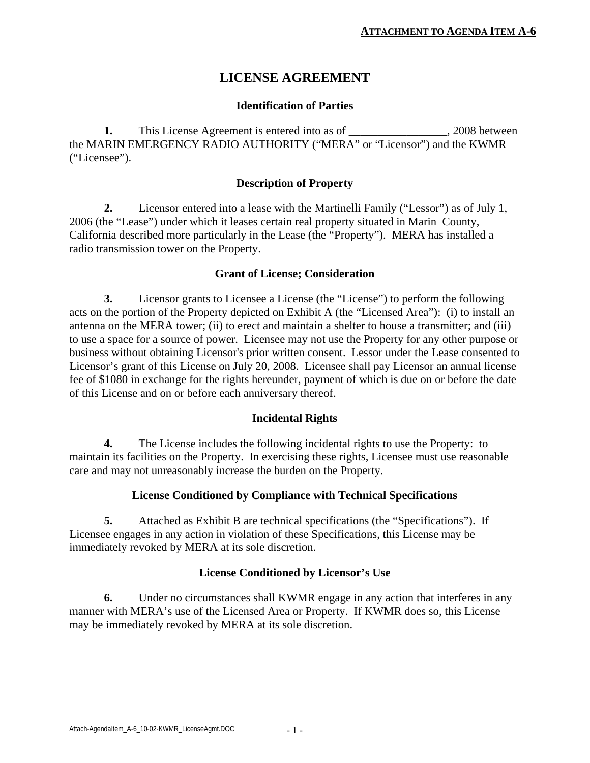**ATTACHMENT TO AGENDA ITEM A-6**

# LICENSE AGREEMENT

### Identification of Parties

**1.** This License Agreement is entered into as of _________________, 2008 between the MARIN EMERGENCY RADIO AUTHORITY ("MERA" or "Licensor") and the KWMR ("Licensee").

### Description of Property

**2.** Licensor entered into a lease with the Martinelli Family ("Lessor") as of July 1, 2006 (the "Lease") under which it leases certain real property situated in Marin County, California described more particularly in the Lease (the "Property"). MERA has installed a radio transmission tower on the Property.

### Grant of License; Consideration

**3.** Licensor grants to Licensee a License (the "License") to perform the following acts on the portion of the Property depicted on Exhibit A (the "Licensed Area"): (i) to install an antenna on the MERA tower; (ii) to erect and maintain a shelter to house a transmitter; and (iii) to use a space for a source of power. Licensee may not use the Property for any other purpose or business without obtaining Licensor's prior written consent. Lessor under the Lease consented to Licensor's grant of this License on July 20, 2008. Licensee shall pay Licensor an annual license fee of $1080 in exchange for the rights hereunder, payment of which is due on or before the date of this License and on or before each anniversary thereof.

### Incidental Rights

**4.** The License includes the following incidental rights to use the Property: to maintain its facilities on the Property. In exercising these rights, Licensee must use reasonable care and may not unreasonably increase the burden on the Property.

### License Conditioned by Compliance with Technical Specifications

**5.** Attached as Exhibit B are technical specifications (the "Specifications"). If Licensee engages in any action in violation of these Specifications, this License may be immediately revoked by MERA at its sole discretion.

### License Conditioned by Licensor's Use

**6.** Under no circumstances shall KWMR engage in any action that interferes in any manner with MERA's use of the Licensed Area or Property. If KWMR does so, this License may be immediately revoked by MERA at its sole discretion.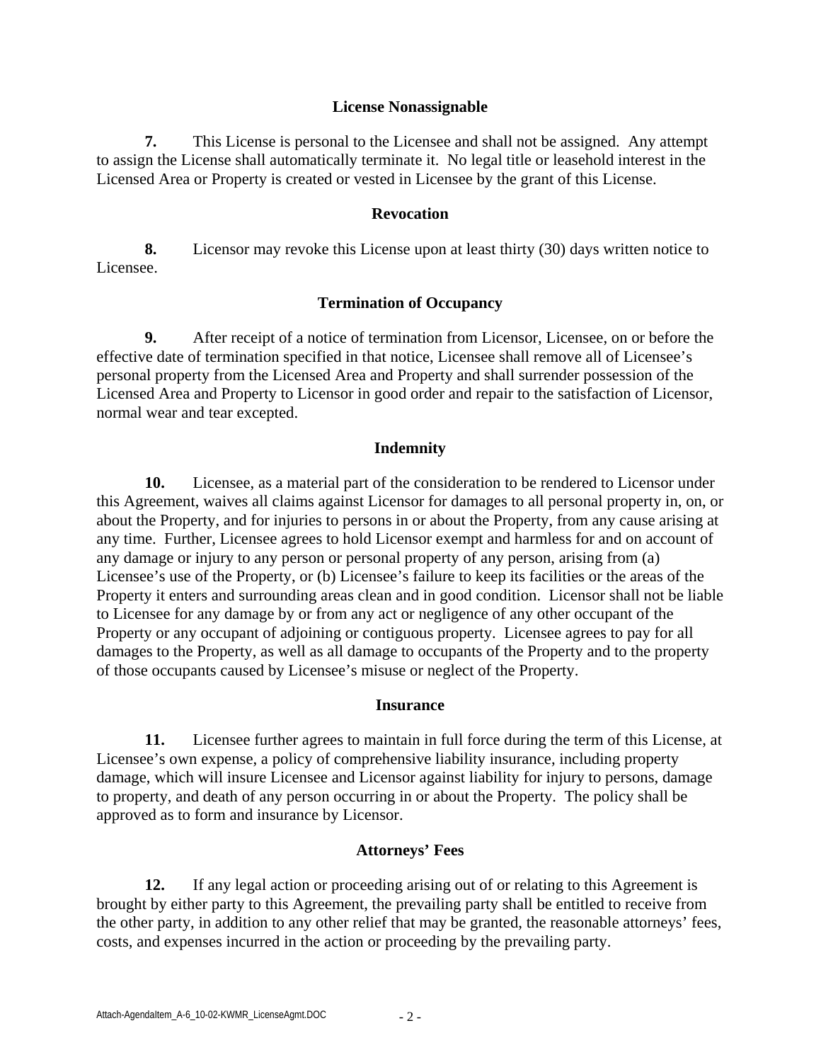### License Nonassignable

**7.** This License is personal to the Licensee and shall not be assigned. Any attempt to assign the License shall automatically terminate it. No legal title or leasehold interest in the Licensed Area or Property is created or vested in Licensee by the grant of this License.

### Revocation

**8.** Licensor may revoke this License upon at least thirty (30) days written notice to Licensee.

### Termination of Occupancy

**9.** After receipt of a notice of termination from Licensor, Licensee, on or before the effective date of termination specified in that notice, Licensee shall remove all of Licensee's personal property from the Licensed Area and Property and shall surrender possession of the Licensed Area and Property to Licensor in good order and repair to the satisfaction of Licensor, normal wear and tear excepted.

### Indemnity

**10.** Licensee, as a material part of the consideration to be rendered to Licensor under this Agreement, waives all claims against Licensor for damages to all personal property in, on, or about the Property, and for injuries to persons in or about the Property, from any cause arising at any time. Further, Licensee agrees to hold Licensor exempt and harmless for and on account of any damage or injury to any person or personal property of any person, arising from (a) Licensee's use of the Property, or (b) Licensee's failure to keep its facilities or the areas of the Property it enters and surrounding areas clean and in good condition. Licensor shall not be liable to Licensee for any damage by or from any act or negligence of any other occupant of the Property or any occupant of adjoining or contiguous property. Licensee agrees to pay for all damages to the Property, as well as all damage to occupants of the Property and to the property of those occupants caused by Licensee's misuse or neglect of the Property.

### Insurance

**11.** Licensee further agrees to maintain in full force during the term of this License, at Licensee's own expense, a policy of comprehensive liability insurance, including property damage, which will insure Licensee and Licensor against liability for injury to persons, damage to property, and death of any person occurring in or about the Property. The policy shall be approved as to form and insurance by Licensor.

### Attorneys' Fees

**12.** If any legal action or proceeding arising out of or relating to this Agreement is brought by either party to this Agreement, the prevailing party shall be entitled to receive from the other party, in addition to any other relief that may be granted, the reasonable attorneys' fees, costs, and expenses incurred in the action or proceeding by the prevailing party.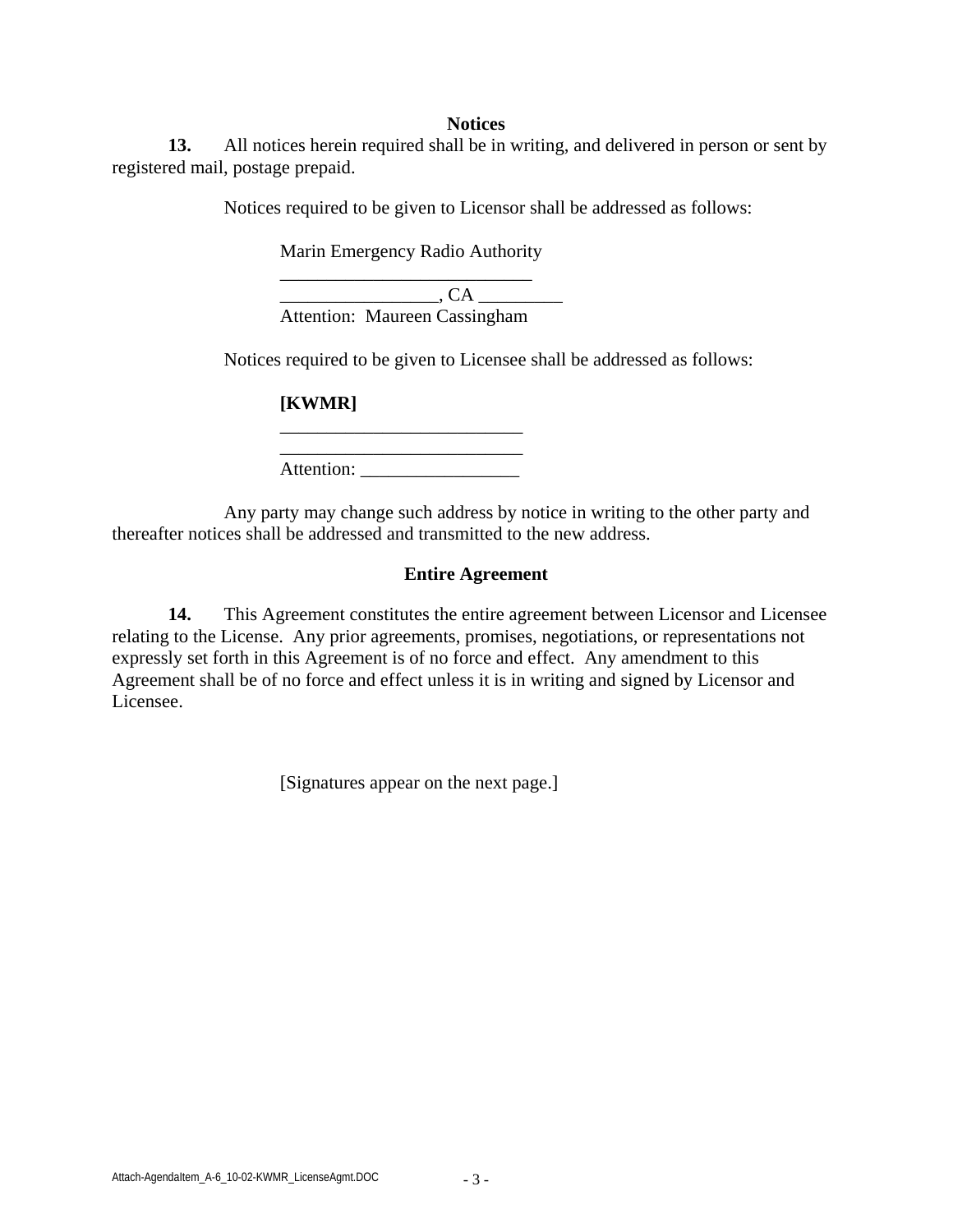**Notices**

**13.** All notices herein required shall be in writing, and delivered in person or sent by registered mail, postage prepaid.

Notices required to be given to Licensor shall be addressed as follows:

Marin Emergency Radio Authority
___________________________
_________________, CA _________
Attention: Maureen Cassingham

Notices required to be given to Licensee shall be addressed as follows:

**[KWMR]**
__________________________
__________________________
Attention: _________________

Any party may change such address by notice in writing to the other party and thereafter notices shall be addressed and transmitted to the new address.

**Entire Agreement**

**14.** This Agreement constitutes the entire agreement between Licensor and Licensee relating to the License. Any prior agreements, promises, negotiations, or representations not expressly set forth in this Agreement is of no force and effect. Any amendment to this Agreement shall be of no force and effect unless it is in writing and signed by Licensor and Licensee.

[Signatures appear on the next page.]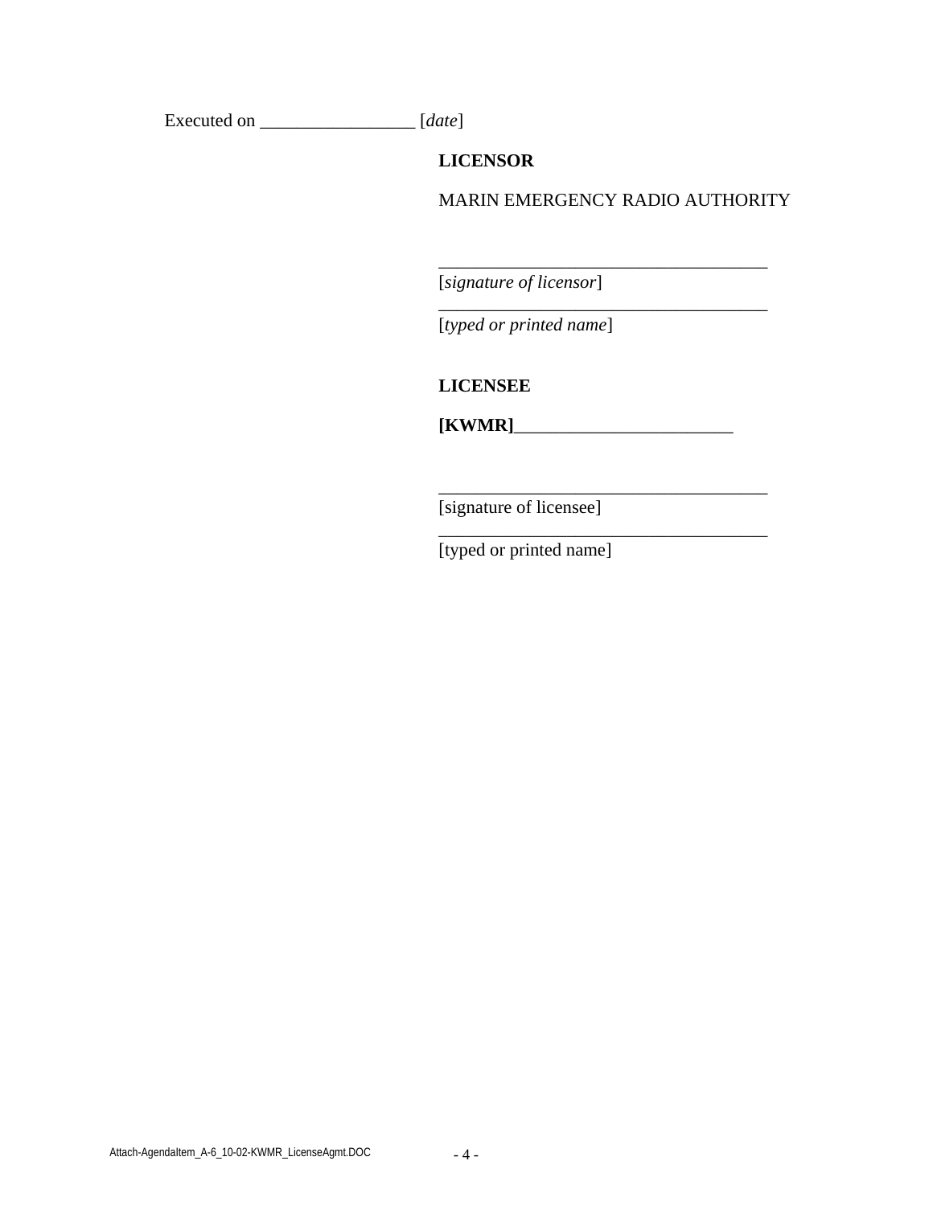Executed on _________________ [*date*]

**LICENSOR**

MARIN EMERGENCY RADIO AUTHORITY

_____________________________________
[*signature of licensor*]
_____________________________________
[*typed or printed name*]

**LICENSEE**

**[KWMR]**________________________

_____________________________________
[signature of licensee]
_____________________________________
[typed or printed name]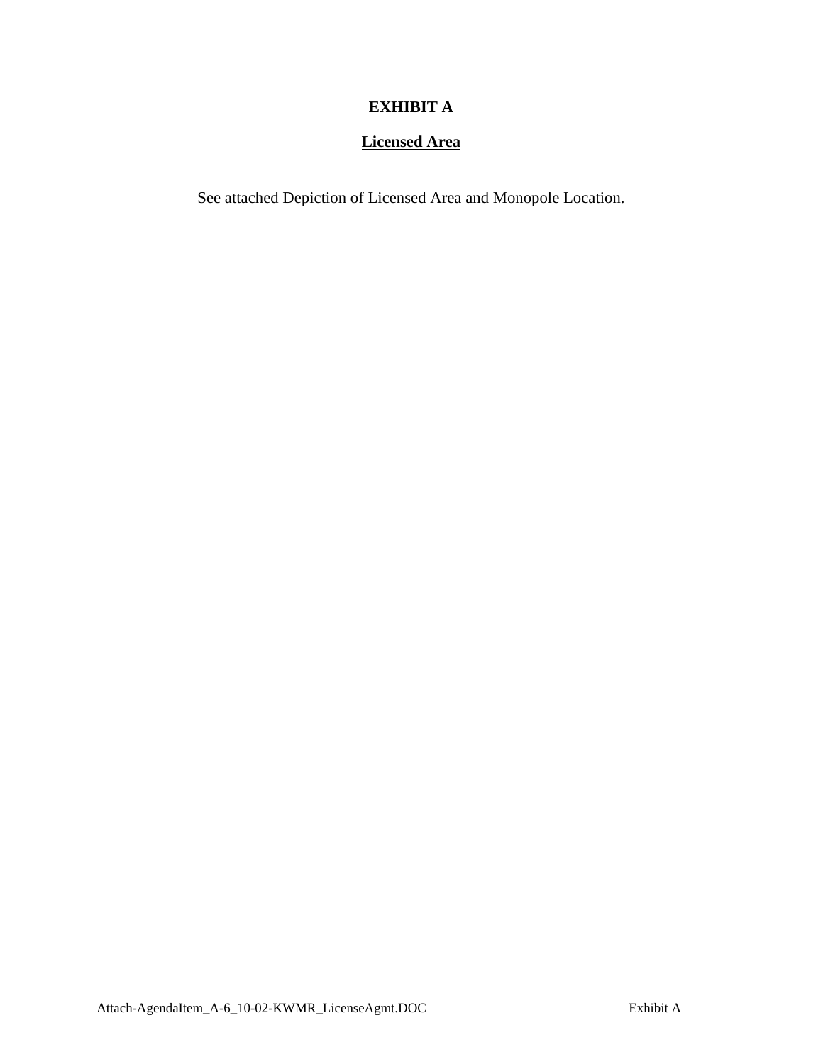# EXHIBIT A

## Licensed Area

See attached Depiction of Licensed Area and Monopole Location.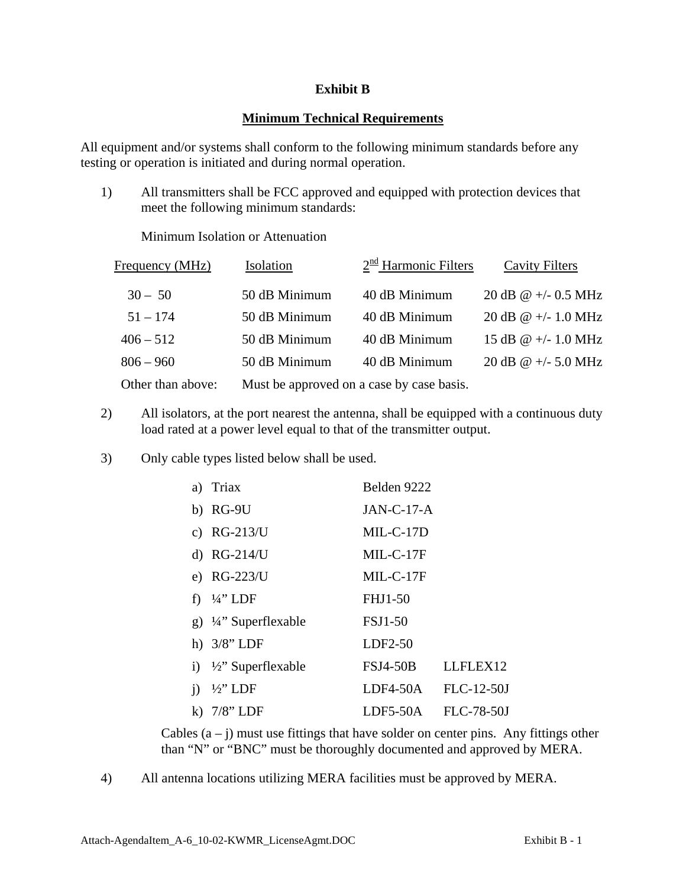**Exhibit B**

**Minimum Technical Requirements**

All equipment and/or systems shall conform to the following minimum standards before any testing or operation is initiated and during normal operation.

1) All transmitters shall be FCC approved and equipped with protection devices that meet the following minimum standards:

Minimum Isolation or Attenuation

| Frequency (MHz) | Isolation | 2nd Harmonic Filters | Cavity Filters |
|---|---|---|---|
| 30 – 50 | 50 dB Minimum | 40 dB Minimum | 20 dB @ +/- 0.5 MHz |
| 51 – 174 | 50 dB Minimum | 40 dB Minimum | 20 dB @ +/- 1.0 MHz |
| 406 – 512 | 50 dB Minimum | 40 dB Minimum | 15 dB @ +/- 1.0 MHz |
| 806 – 960 | 50 dB Minimum | 40 dB Minimum | 20 dB @ +/- 5.0 MHz |
| Other than above: | Must be approved on a case by case basis. | | |

2) All isolators, at the port nearest the antenna, shall be equipped with a continuous duty load rated at a power level equal to that of the transmitter output.

3) Only cable types listed below shall be used.

| | | | |
|---|---|---|---|
| a) | Triax | Belden 9222 | |
| b) | RG-9U | JAN-C-17-A | |
| c) | RG-213/U | MIL-C-17D | |
| d) | RG-214/U | MIL-C-17F | |
| e) | RG-223/U | MIL-C-17F | |
| f) | ¼” LDF | FHJ1-50 | |
| g) | ¼” Superflexable | FSJ1-50 | |
| h) | 3/8” LDF | LDF2-50 | |
| i) | ½” Superflexable | FSJ4-50B | LLFLEX12 |
| j) | ½” LDF | LDF4-50A | FLC-12-50J |
| k) | 7/8” LDF | LDF5-50A | FLC-78-50J |

Cables (a – j) must use fittings that have solder on center pins. Any fittings other than “N” or “BNC” must be thoroughly documented and approved by MERA.

4) All antenna locations utilizing MERA facilities must be approved by MERA.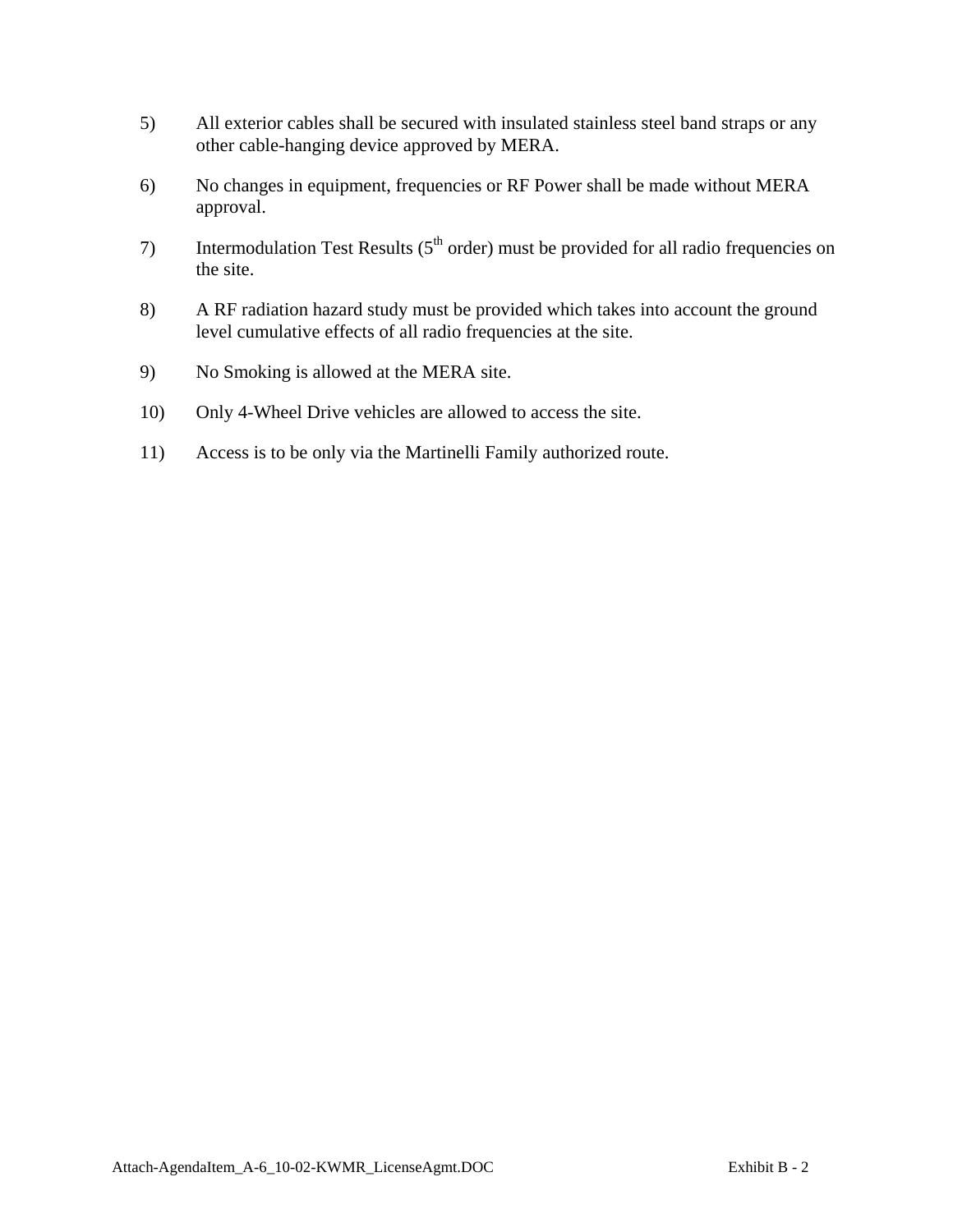5) All exterior cables shall be secured with insulated stainless steel band straps or any other cable-hanging device approved by MERA.

6) No changes in equipment, frequencies or RF Power shall be made without MERA approval.

7) Intermodulation Test Results ($5^{th}$ order) must be provided for all radio frequencies on the site.

8) A RF radiation hazard study must be provided which takes into account the ground level cumulative effects of all radio frequencies at the site.

9) No Smoking is allowed at the MERA site.

10) Only 4-Wheel Drive vehicles are allowed to access the site.

11) Access is to be only via the Martinelli Family authorized route.